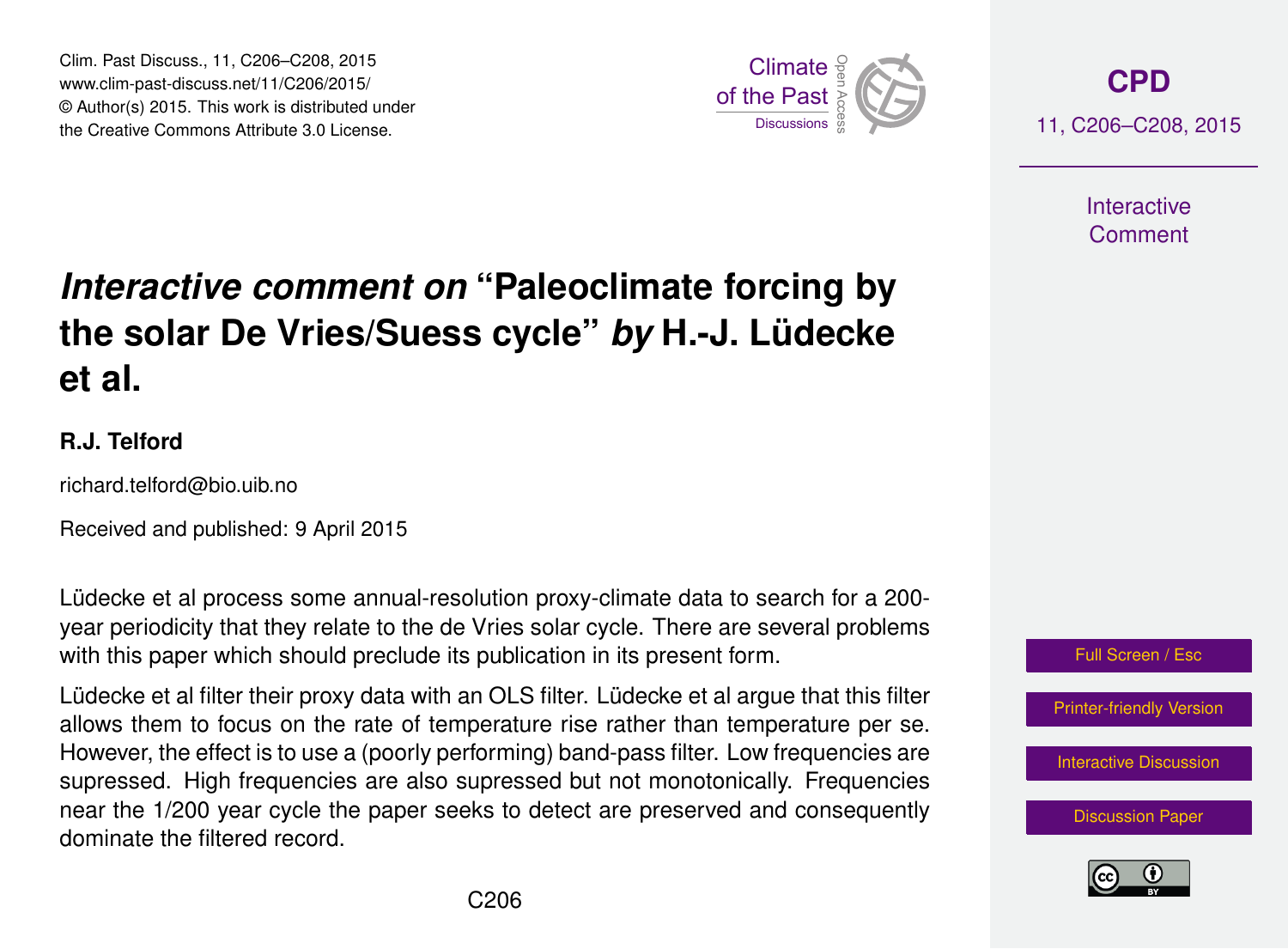# *Interactive comment on* "Paleoclimate forcing by the solar De Vries/Suess cycle" *by* H.-J. Lüdecke et al.

**R.J. Telford**

richard.telford@bio.uib.no

Received and published: 9 April 2015

Lüdecke et al process some annual-resolution proxy-climate data to search for a 200-year periodicity that they relate to the de Vries solar cycle. There are several problems with this paper which should preclude its publication in its present form.

Lüdecke et al filter their proxy data with an OLS filter. Lüdecke et al argue that this filter allows them to focus on the rate of temperature rise rather than temperature per se. However, the effect is to use a (poorly performing) band-pass filter. Low frequencies are supressed. High frequencies are also supressed but not monotonically. Frequencies near the 1/200 year cycle the paper seeks to detect are preserved and consequently dominate the filtered record.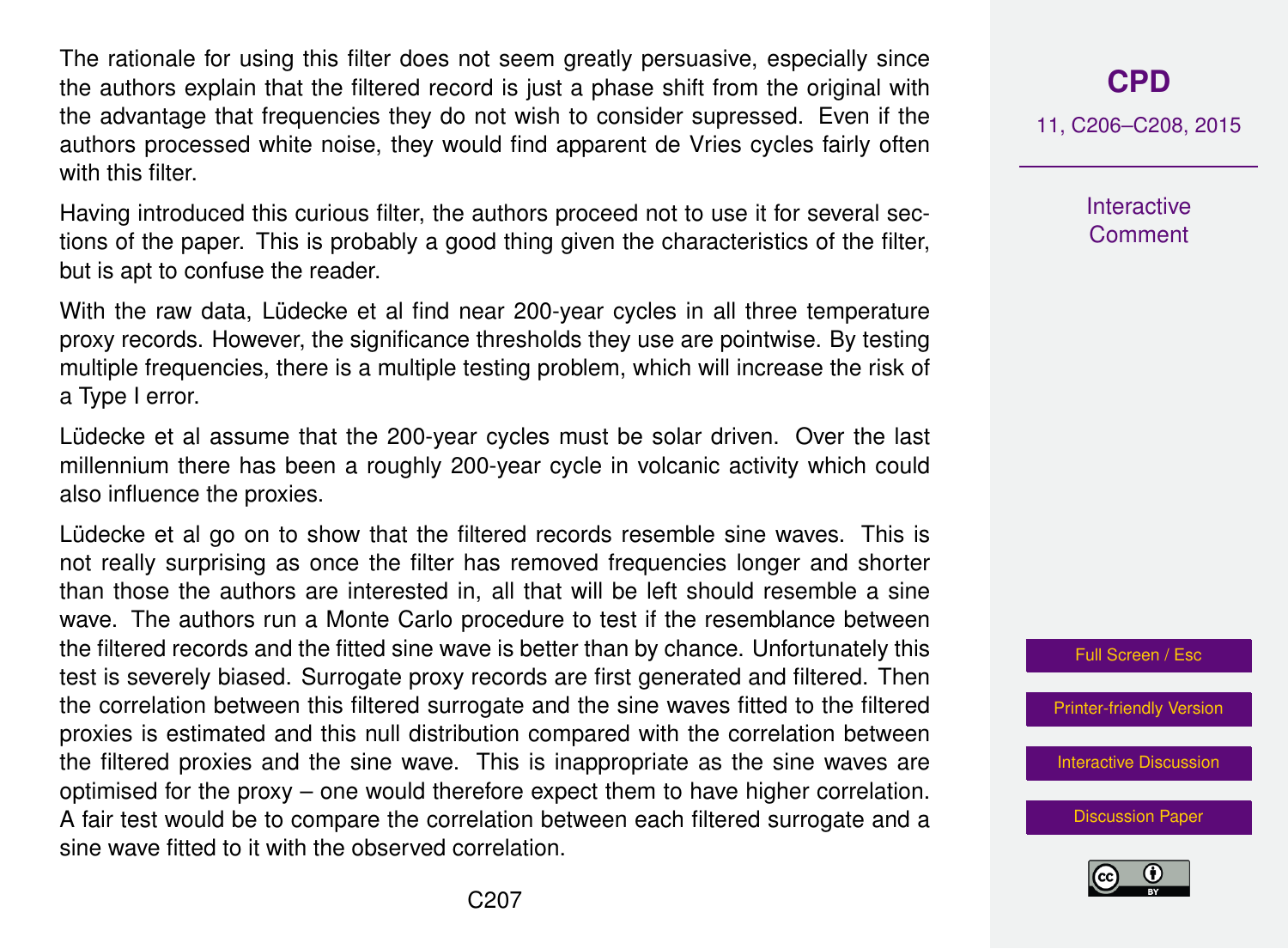The rationale for using this filter does not seem greatly persuasive, especially since the authors explain that the filtered record is just a phase shift from the original with the advantage that frequencies they do not wish to consider supressed. Even if the authors processed white noise, they would find apparent de Vries cycles fairly often with this filter.

Having introduced this curious filter, the authors proceed not to use it for several sections of the paper. This is probably a good thing given the characteristics of the filter, but is apt to confuse the reader.

With the raw data, Lüdecke et al find near 200-year cycles in all three temperature proxy records. However, the significance thresholds they use are pointwise. By testing multiple frequencies, there is a multiple testing problem, which will increase the risk of a Type I error.

Lüdecke et al assume that the 200-year cycles must be solar driven. Over the last millennium there has been a roughly 200-year cycle in volcanic activity which could also influence the proxies.

Lüdecke et al go on to show that the filtered records resemble sine waves. This is not really surprising as once the filter has removed frequencies longer and shorter than those the authors are interested in, all that will be left should resemble a sine wave. The authors run a Monte Carlo procedure to test if the resemblance between the filtered records and the fitted sine wave is better than by chance. Unfortunately this test is severely biased. Surrogate proxy records are first generated and filtered. Then the correlation between this filtered surrogate and the sine waves fitted to the filtered proxies is estimated and this null distribution compared with the correlation between the filtered proxies and the sine wave. This is inappropriate as the sine waves are optimised for the proxy – one would therefore expect them to have higher correlation. A fair test would be to compare the correlation between each filtered surrogate and a sine wave fitted to it with the observed correlation.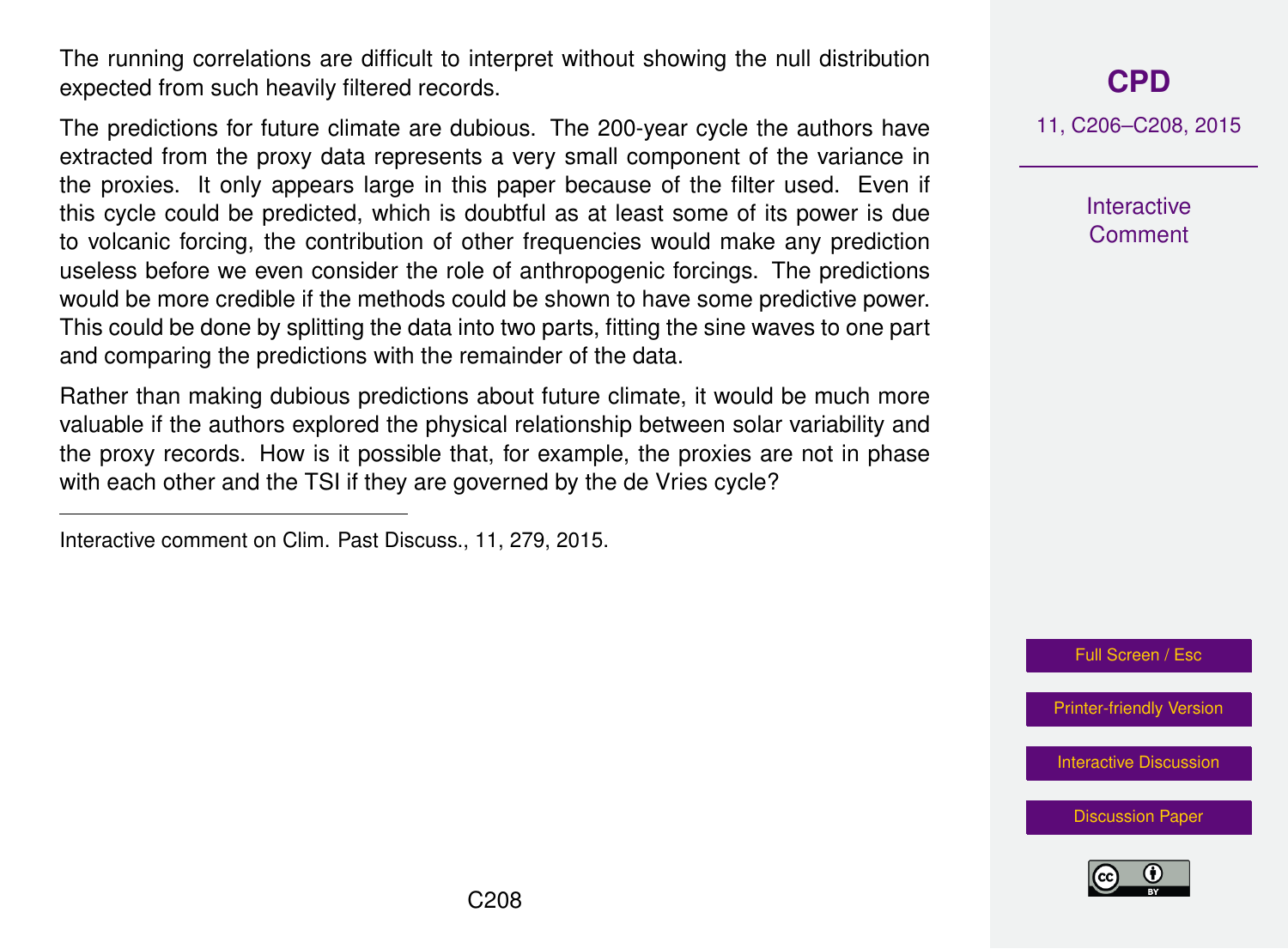The running correlations are difficult to interpret without showing the null distribution expected from such heavily filtered records.

The predictions for future climate are dubious. The 200-year cycle the authors have extracted from the proxy data represents a very small component of the variance in the proxies. It only appears large in this paper because of the filter used. Even if this cycle could be predicted, which is doubtful as at least some of its power is due to volcanic forcing, the contribution of other frequencies would make any prediction useless before we even consider the role of anthropogenic forcings. The predictions would be more credible if the methods could be shown to have some predictive power. This could be done by splitting the data into two parts, fitting the sine waves to one part and comparing the predictions with the remainder of the data.

Rather than making dubious predictions about future climate, it would be much more valuable if the authors explored the physical relationship between solar variability and the proxy records. How is it possible that, for example, the proxies are not in phase with each other and the TSI if they are governed by the de Vries cycle?

---

Interactive comment on Clim. Past Discuss., 11, 279, 2015.